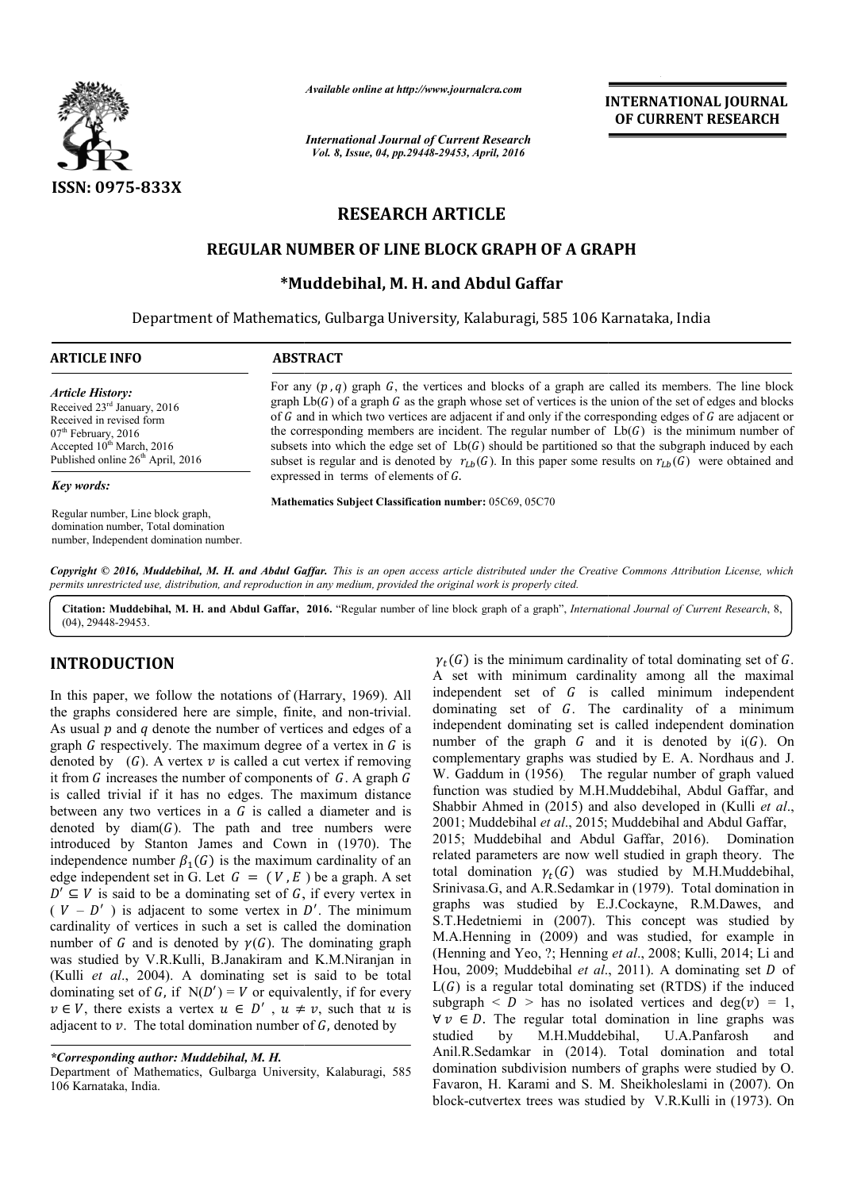*Available online at http://www.journalcra.com*

*International Journal of Current Research*
*Vol. 8, Issue, 04, pp.29448-29453, April, 2016*

**INTERNATIONAL JOURNAL OF CURRENT RESEARCH**

ISSN: 0975-833X

# RESEARCH ARTICLE

## REGULAR NUMBER OF LINE BLOCK GRAPH OF A GRAPH

### *Muddebihal, M. H. and Abdul Gaffar

Department of Mathematics, Gulbarga University, Kalaburagi, 585 106 Karnataka, India

**ARTICLE INFO**

*Article History:*
Received 23rd January, 2016
Received in revised form
07th February, 2016
Accepted 10th March, 2016
Published online 26th April, 2016

*Key words:*

Regular number, Line block graph, domination number, Total domination number, Independent domination number.

**ABSTRACT**

For any $(p, q)$ graph $G$, the vertices and blocks of a graph are called its members. The line block graph $\mathrm{Lb}(G)$ of a graph $G$ as the graph whose set of vertices is the union of the set of edges and blocks of $G$ and in which two vertices are adjacent if and only if the corresponding edges of $G$ are adjacent or the corresponding members are incident. The regular number of $\mathrm{Lb}(G)$ is the minimum number of subsets into which the edge set of $\mathrm{Lb}(G)$ should be partitioned so that the subgraph induced by each subset is regular and is denoted by $r_{Lb}(G)$. In this paper some results on $r_{Lb}(G)$ were obtained and expressed in terms of elements of $G$.

**Mathematics Subject Classification number:** 05C69, 05C70

*Copyright © 2016, Muddebihal, M. H. and Abdul Gaffar. This is an open access article distributed under the Creative Commons Attribution License, which permits unrestricted use, distribution, and reproduction in any medium, provided the original work is properly cited.*

**Citation: Muddebihal, M. H. and Abdul Gaffar, 2016.** "Regular number of line block graph of a graph", *International Journal of Current Research*, 8, (04), 29448-29453.

# INTRODUCTION

In this paper, we follow the notations of (Harrary, 1969). All the graphs considered here are simple, finite, and non-trivial. As usual $p$ and $q$ denote the number of vertices and edges of a graph $G$ respectively. The maximum degree of a vertex in $G$ is denoted by $(G)$. A vertex $v$ is called a cut vertex if removing it from $G$ increases the number of components of $G$. A graph $G$ is called trivial if it has no edges. The maximum distance between any two vertices in a $G$ is called a diameter and is denoted by $\mathrm{diam}(G)$. The path and tree numbers were introduced by Stanton James and Cown in (1970). The independence number $\beta_1(G)$ is the maximum cardinality of an edge independent set in G. Let $G = (V, E)$ be a graph. A set $D' \subseteq V$ is said to be a dominating set of $G$, if every vertex in $(V - D')$ is adjacent to some vertex in $D'$. The minimum cardinality of vertices in such a set is called the domination number of $G$ and is denoted by $\gamma(G)$. The dominating graph was studied by V.R.Kulli, B.Janakiram and K.M.Niranjan in (Kulli *et al*., 2004). A dominating set is said to be total dominating set of $G$, if $N(D') = V$ or equivalently, if for every $v \in V$, there exists a vertex $u \in D'$, $u \neq v$, such that $u$ is adjacent to $v$. The total domination number of $G$, denoted by $\gamma_t(G)$ is the minimum cardinality of total dominating set of $G$. A set with minimum cardinality among all the maximal independent set of $G$ is called minimum independent dominating set of $G$. The cardinality of a minimum independent dominating set is called independent domination number of the graph $G$ and it is denoted by $i(G)$. On complementary graphs was studied by E. A. Nordhaus and J. W. Gaddum in (1956). The regular number of graph valued function was studied by M.H.Muddebihal, Abdul Gaffar, and Shabbir Ahmed in (2015) and also developed in (Kulli *et al*., 2001; Muddebihal *et al*., 2015; Muddebihal and Abdul Gaffar, 2015; Muddebihal and Abdul Gaffar, 2016). Domination related parameters are now well studied in graph theory. The total domination $\gamma_t(G)$ was studied by M.H.Muddebihal, Srinivasa.G, and A.R.Sedamkar in (1979). Total domination in graphs was studied by E.J.Cockayne, R.M.Dawes, and S.T.Hedetniemi in (2007). This concept was studied by M.A.Henning in (2009) and was studied, for example in (Henning and Yeo, ?; Henning *et al*., 2008; Kulli, 2014; Li and Hou, 2009; Muddebihal *et al*., 2011). A dominating set $D$ of $L(G)$ is a regular total dominating set (RTDS) if the induced subgraph $\langle D \rangle$ has no isolated vertices and $\deg(v) = 1$, $\forall\, v \in D$. The regular total domination in line graphs was studied by M.H.Muddebihal, U.A.Panfarosh and Anil.R.Sedamkar in (2014). Total domination and total domination subdivision numbers of graphs were studied by O. Favaron, H. Karami and S. M. Sheikholeslami in (2007). On block-cutvertex trees was studied by V.R.Kulli in (1973). On

**\*Corresponding author: Muddebihal, M. H.**
Department of Mathematics, Gulbarga University, Kalaburagi, 585 106 Karnataka, India.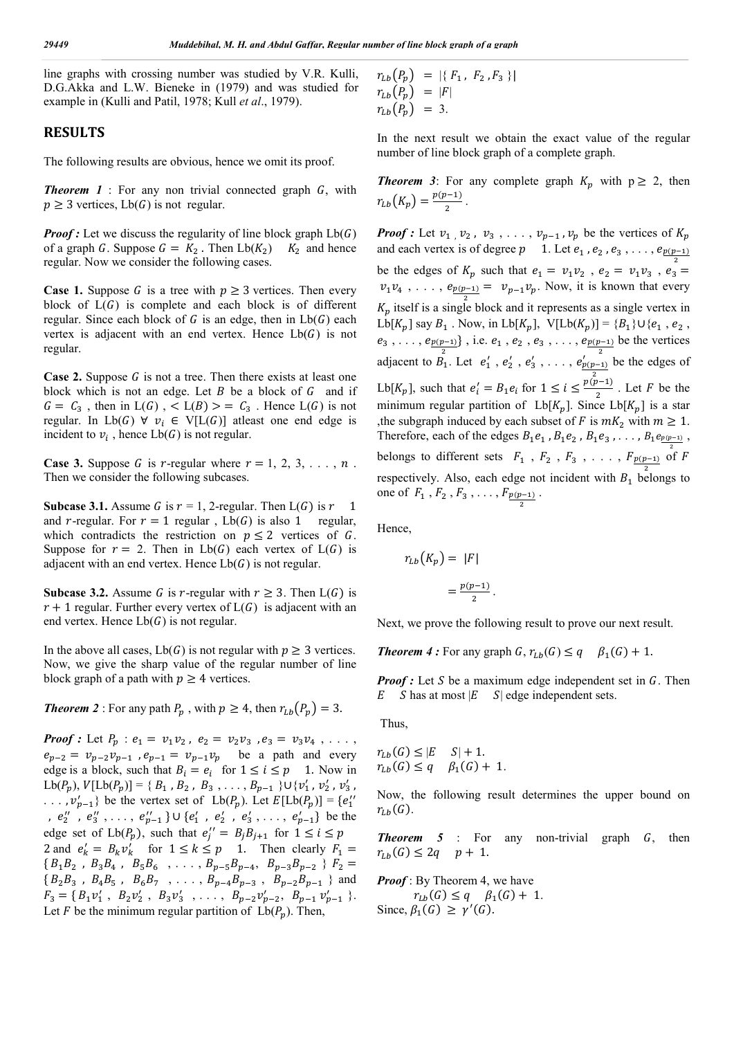line graphs with crossing number was studied by V.R. Kulli, D.G.Akka and L.W. Bieneke in (1979) and was studied for example in (Kulli and Patil, 1978; Kull *et al*., 1979).

## RESULTS

The following results are obvious, hence we omit its proof.

***Theorem 1*** : For any non trivial connected graph $G$, with $p \geq 3$ vertices, Lb($G$) is not regular.

***Proof :*** Let we discuss the regularity of line block graph Lb($G$) of a graph $G$. Suppose $G = K_2$ . Then Lb($K_2$) $K_2$ and hence regular. Now we consider the following cases.

**Case 1.** Suppose $G$ is a tree with $p \geq 3$ vertices. Then every block of L($G$) is complete and each block is of different regular. Since each block of $G$ is an edge, then in Lb($G$) each vertex is adjacent with an end vertex. Hence Lb($G$) is not regular.

**Case 2.** Suppose $G$ is not a tree. Then there exists at least one block which is not an edge. Let $B$ be a block of $G$ and if $G = C_3$ , then in L($G$) , $< L(B) > = C_3$ . Hence L($G$) is not regular. In Lb($G$) $\forall$ $v_i \in$ V[L($G$)] atleast one end edge is incident to $v_i$ , hence Lb($G$) is not regular.

**Case 3.** Suppose $G$ is $r$-regular where $r$ = 1, 2, 3, . . . , $n$ . Then we consider the following subcases.

**Subcase 3.1.** Assume $G$ is $r$ = 1, 2-regular. Then L($G$) is $r$ 1 and $r$-regular. For $r = 1$ regular , Lb($G$) is also 1 regular, which contradicts the restriction on $p \leq 2$ vertices of $G$. Suppose for $r = 2$. Then in Lb($G$) each vertex of L($G$) is adjacent with an end vertex. Hence Lb($G$) is not regular.

**Subcase 3.2.** Assume $G$ is $r$-regular with $r \geq 3$. Then L($G$) is $r + 1$ regular. Further every vertex of L($G$) is adjacent with an end vertex. Hence Lb($G$) is not regular.

In the above all cases, Lb($G$) is not regular with $p \geq 3$ vertices. Now, we give the sharp value of the regular number of line block graph of a path with $p \geq 4$ vertices.

***Theorem 2*** : For any path $P_p$ , with $p \geq 4$, then $r_{Lb}(P_p) = 3$.

***Proof :*** Let $P_p$ : $e_1 = v_1v_2$ , $e_2 = v_2v_3$ , $e_3 = v_3v_4$ , . . . , $e_{p-2} = v_{p-2}v_{p-1}$ , $e_{p-1} = v_{p-1}v_p$ be a path and every edge is a block, such that $B_i = e_i$ for $1 \leq i \leq p$ 1. Now in Lb($P_p$), $V$[Lb($P_p$)] = { $B_1$ , $B_2$ , $B_3$ , . . . , $B_{p-1}$ }∪{ $v_1'$ , $v_2'$ , $v_3'$ , . . . , $v_{p-1}'$ } be the vertex set of Lb($P_p$). Let $E$[Lb($P_p$)] = { $e_1''$ , $e_2''$ , $e_3''$ , . . . , $e_{p-1}''$ }∪{ $e_1'$ , $e_2'$ , $e_3'$ , . . . , $e_{p-1}'$ } be the edge set of Lb($P_p$), such that $e_j'' = B_jB_{j+1}$ for $1 \leq i \leq p$ 2 and $e_k' = B_kv_k'$ for $1 \leq k \leq p$ 1. Then clearly $F_1$ = { $B_1B_2$ , $B_3B_4$ , $B_5B_6$ , . . . , $B_{p-5}B_{p-4}$, $B_{p-3}B_{p-2}$ } $F_2$ = { $B_2B_3$ , $B_4B_5$ , $B_6B_7$ , . . . , $B_{p-4}B_{p-3}$ , $B_{p-2}B_{p-1}$ } and $F_3$ = { $B_1v_1'$ , $B_2v_2'$ , $B_3v_3'$ , . . . , $B_{p-2}v_{p-2}'$, $B_{p-1}v_{p-1}'$ }. Let $F$ be the minimum regular partition of Lb($P_p$). Then,

$r_{Lb}(P_p)$ = |{ $F_1$ , $F_2$ , $F_3$ }|
$r_{Lb}(P_p)$ = $|F|$
$r_{Lb}(P_p)$ = 3.

In the next result we obtain the exact value of the regular number of line block graph of a complete graph.

***Theorem 3***: For any complete graph $K_p$ with p $\geq$ 2, then $r_{Lb}(K_p) = \frac{p(p-1)}{2}$ .

***Proof :*** Let $v_1$ , $v_2$ , $v_3$ , . . . , $v_{p-1}$ , $v_p$ be the vertices of $K_p$ and each vertex is of degree $p$ 1. Let $e_1$ , $e_2$ , $e_3$ , . . . , $e_{\frac{p(p-1)}{2}}$ be the edges of $K_p$ such that $e_1 = v_1v_2$ , $e_2 = v_1v_3$ , $e_3 = v_1v_4$ , . . . , $e_{\frac{p(p-1)}{2}} = v_{p-1}v_p$. Now, it is known that every $K_p$ itself is a single block and it represents as a single vertex in Lb[$K_p$] say $B_1$ . Now, in Lb[$K_p$], V[Lb($K_p$)] = { $B_1$ }∪{ $e_1$ , $e_2$ , $e_3$ , . . . , $e_{\frac{p(p-1)}{2}}$ } , i.e. $e_1$ , $e_2$ , $e_3$ , . . . , $e_{\frac{p(p-1)}{2}}$ be the vertices adjacent to $B_1$. Let $e_1'$ , $e_2'$ , $e_3'$ , . . . , $e_{\frac{p(p-1)}{2}}'$ be the edges of Lb[$K_p$], such that $e_i' = B_1e_i$ for $1 \leq i \leq \frac{p(p-1)}{2}$ . Let $F$ be the minimum regular partition of Lb[$K_p$]. Since Lb[$K_p$] is a star ,the subgraph induced by each subset of $F$ is $mK_2$ with $m \geq 1$. Therefore, each of the edges $B_1e_1$ , $B_1e_2$ , $B_1e_3$ , . . . , $B_1e_{\frac{p(p-1)}{2}}$ , belongs to different sets $F_1$ , $F_2$ , $F_3$ , . . . , $F_{\frac{p(p-1)}{2}}$ of $F$ respectively. Also, each edge not incident with $B_1$ belongs to one of $F_1$ , $F_2$ , . . . , $F_{\frac{p(p-1)}{2}}$ .

Hence,

$$r_{Lb}(K_p) = |F|$$

$$= \frac{p(p-1)}{2}.$$

Next, we prove the following result to prove our next result.

***Theorem 4 :*** For any graph $G$, $r_{Lb}(G) \leq q$ $\beta_1(G) + 1$.

***Proof :*** Let $S$ be a maximum edge independent set in $G$. Then $E$ $S$ has at most $|E$ $S|$ edge independent sets.

Thus,

$r_{Lb}(G) \leq |E$ $S| + 1$.
$r_{Lb}(G) \leq q$ $\beta_1(G) + 1$.

Now, the following result determines the upper bound on $r_{Lb}(G)$.

***Theorem 5*** : For any non-trivial graph $G$, then $r_{Lb}(G) \leq 2q$ $p + 1$.

***Proof*** : By Theorem 4, we have

$r_{Lb}(G) \leq q$ $\beta_1(G) + 1$.
Since, $\beta_1(G) \geq \gamma'(G)$.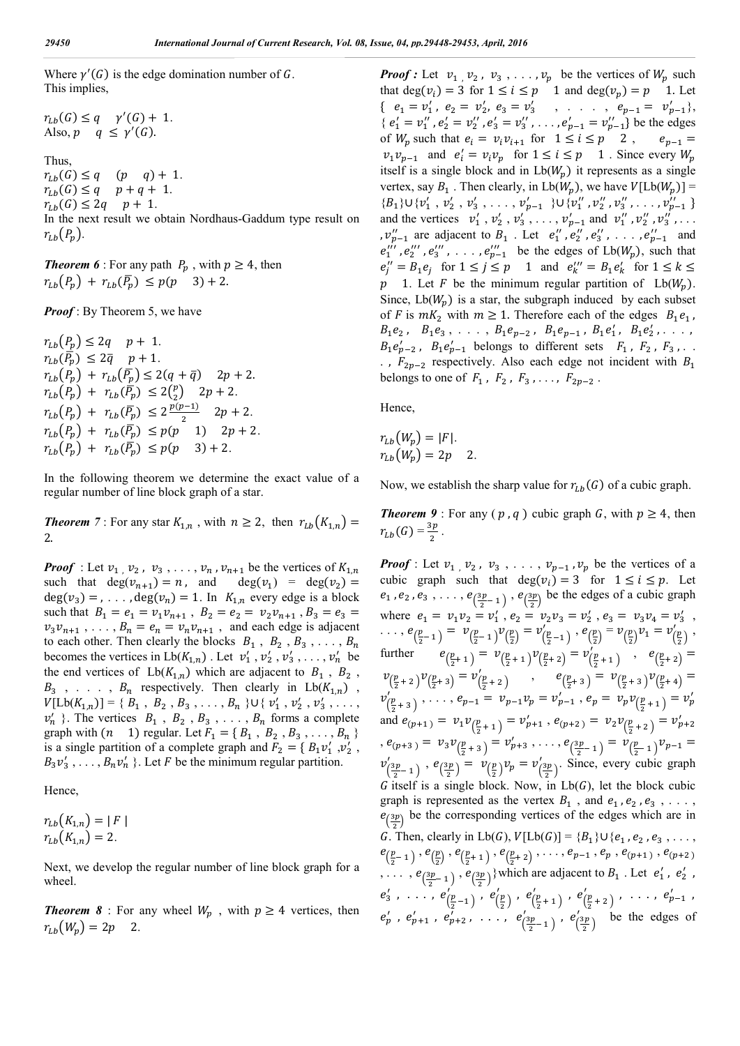Where $\gamma'(G)$ is the edge domination number of $G$.
This implies,

$r_{Lb}(G) \leq q \quad \gamma'(G) + 1.$
Also, $p \quad q \leq \gamma'(G).$

Thus,
$r_{Lb}(G) \leq q \quad (p \quad q) + 1.$
$r_{Lb}(G) \leq q \quad p + q + 1.$
$r_{Lb}(G) \leq 2q \quad p + 1.$
In the next result we obtain Nordhaus-Gaddum type result on $r_{Lb}(P_p)$.

***Theorem 6*** : For any path $P_p$ , with $p \geq 4$, then $r_{Lb}(P_p) + r_{Lb}(\overline{P_p}) \leq p(p \quad 3) + 2.$

***Proof*** : By Theorem 5, we have

$r_{Lb}(P_p) \leq 2q \quad p + 1.$
$r_{Lb}(\overline{P_p}) \leq 2\overline{q} \quad p + 1.$
$r_{Lb}(P_p) + r_{Lb}(\overline{P_p}) \leq 2(q + \overline{q}) \quad 2p + 2.$
$r_{Lb}(P_p) + r_{Lb}(\overline{P_p}) \leq 2\binom{p}{2} \quad 2p + 2.$
$r_{Lb}(P_p) + r_{Lb}(\overline{P_p}) \leq 2\frac{p(p-1)}{2} \quad 2p + 2.$
$r_{Lb}(P_p) + r_{Lb}(\overline{P_p}) \leq p(p \quad 1) \quad 2p + 2.$
$r_{Lb}(P_p) + r_{Lb}(\overline{P_p}) \leq p(p \quad 3) + 2.$

In the following theorem we determine the exact value of a regular number of line block graph of a star.

***Theorem 7*** : For any star $K_{1,n}$ , with $n \geq 2$, then $r_{Lb}(K_{1,n}) = 2$.

***Proof*** : Let $v_1, v_2, v_3, \ldots, v_n, v_{n+1}$ be the vertices of $K_{1,n}$ such that $\deg(v_{n+1}) = n$, and $\deg(v_1) = \deg(v_2) = \deg(v_3) = , \ldots, \deg(v_n) = 1$. In $K_{1,n}$ every edge is a block such that $B_1 = e_1 = v_1v_{n+1}$ , $B_2 = e_2 = v_2v_{n+1}$ , $B_3 = e_3 = v_3v_{n+1}$ , $\ldots$ , $B_n = e_n = v_nv_{n+1}$ , and each edge is adjacent to each other. Then clearly the blocks $B_1$ , $B_2$ , $B_3$ , $\ldots$ , $B_n$ becomes the vertices in $\text{Lb}(K_{1,n})$ . Let $v_1'$ , $v_2'$ , $v_3'$ , $\ldots$ , $v_n'$ be the end vertices of $\text{Lb}(K_{1,n})$ which are adjacent to $B_1$ , $B_2$ , $B_3$ , $\ldots$ , $B_n$ respectively. Then clearly in $\text{Lb}(K_{1,n})$ , $V[\text{Lb}(K_{1,n})] = \{ B_1 , B_2 , B_3 , \ldots , B_n \} \cup \{ v_1' , v_2' , v_3' , \ldots , v_n' \}$. The vertices $B_1$ , $B_2$ , $B_3$ , $\ldots$ , $B_n$ forms a complete graph with $(n \quad 1)$ regular. Let $F_1 = \{ B_1 , B_2 , B_3 , \ldots , B_n \}$ is a single partition of a complete graph and $F_2 = \{ B_1v_1' , v_2' , B_3v_3' , \ldots , B_nv_n' \}$. Let $F$ be the minimum regular partition.

Hence,

$r_{Lb}(K_{1,n}) = |\, F \,|$
$r_{Lb}(K_{1,n}) = 2.$

Next, we develop the regular number of line block graph for a wheel.

***Theorem 8*** : For any wheel $W_p$ , with $p \geq 4$ vertices, then $r_{Lb}(W_p) = 2p \quad 2.$

***Proof :*** Let $v_1, v_2, v_3, \ldots, v_p$ be the vertices of $W_p$ such that $\deg(v_i) = 3$ for $1 \leq i \leq p \quad 1$ and $\deg(v_p) = p \quad 1$. Let $\{ e_1 = v_1' , e_2 = v_2', e_3 = v_3' , \ldots , e_{p-1} = v_{p-1}' \}$, $\{ e_1' = v_1'' , e_2' = v_2'' , e_3' = v_3'' , \ldots , e_{p-1}' = v_{p-1}'' \}$ be the edges of $W_p$ such that $e_i = v_iv_{i+1}$ for $1 \leq i \leq p \quad 2$ , $e_{p-1} = v_1v_{p-1}$ and $e_i' = v_iv_p$ for $1 \leq i \leq p \quad 1$ . Since every $W_p$ itself is a single block and in $\text{Lb}(W_p)$ it represents as a single vertex, say $B_1$ . Then clearly, in $\text{Lb}(W_p)$, we have $V[\text{Lb}(W_p)] = \{B_1\} \cup \{v_1' , v_2' , v_3' , \ldots , v_{p-1}' \} \cup \{v_1'' , v_2'' , v_3'' , \ldots , v_{p-1}'' \}$ and the vertices $v_1' , v_2' , v_3' , \ldots , v_{p-1}'$ and $v_1'' , v_2'' , v_3'' , \ldots , v_{p-1}''$ are adjacent to $B_1$ . Let $e_1'' , e_2'' , e_3'' , \ldots , e_{p-1}''$ and $e_1''' , e_2''' , e_3''' , \ldots , e_{p-1}'''$ be the edges of $\text{Lb}(W_p)$, such that $e_j'' = B_1e_j$ for $1 \leq j \leq p \quad 1$ and $e_k''' = B_1e_k'$ for $1 \leq k \leq p \quad 1$. Let $F$ be the minimum regular partition of $\text{Lb}(W_p)$. Since, $\text{Lb}(W_p)$ is a star, the subgraph induced by each subset of $F$ is $mK_2$ with $m \geq 1$. Therefore each of the edges $B_1e_1$, $B_1e_2$, $B_1e_3$, $\ldots$, $B_1e_{p-2}$, $B_1e_{p-1}$, $B_1e_1'$, $B_1e_2'$, $\ldots$, $B_1e_{p-2}'$, $B_1e_{p-1}'$ belongs to different sets $F_1$, $F_2$, $F_3$, $\ldots$, $F_{2p-2}$ respectively. Also each edge not incident with $B_1$ belongs to one of $F_1$ , $F_2$ , $F_3$ , $\ldots$ , $F_{2p-2}$ .

Hence,

$r_{Lb}(W_p) = |F|.$
$r_{Lb}(W_p) = 2p \quad 2.$

Now, we establish the sharp value for $r_{Lb}(G)$ of a cubic graph.

***Theorem 9*** : For any $(p , q)$ cubic graph $G$, with $p \geq 4$, then $r_{Lb}(G) = \frac{3p}{2}$ .

***Proof*** : Let $v_1, v_2, v_3, \ldots, v_{p-1}, v_p$ be the vertices of a cubic graph such that $\deg(v_i) = 3$ for $1 \leq i \leq p$. Let $e_1 , e_2 , e_3 , \ldots , e_{\left(\frac{3p}{2}-1\right)} , e_{\left(\frac{3p}{2}\right)}$ be the edges of a cubic graph where $e_1 = v_1v_2 = v_1'$ , $e_2 = v_2v_3 = v_2'$ , $e_3 = v_3v_4 = v_3'$ , $\ldots$ , $e_{\left(\frac{p}{2}-1\right)} = v_{\left(\frac{p}{2}-1\right)}v_{\left(\frac{p}{2}\right)} = v_{\left(\frac{p}{2}-1\right)}'$ , $e_{\left(\frac{p}{2}\right)} = v_{\left(\frac{p}{2}\right)}v_1 = v_{\left(\frac{p}{2}\right)}'$ , further $e_{\left(\frac{p}{2}+1\right)} = v_{\left(\frac{p}{2}+1\right)}v_{\left(\frac{p}{2}+2\right)} = v_{\left(\frac{p}{2}+1\right)}'$ , $e_{\left(\frac{p}{2}+2\right)} = v_{\left(\frac{p}{2}+2\right)}v_{\left(\frac{p}{2}+3\right)} = v_{\left(\frac{p}{2}+2\right)}'$ , $e_{\left(\frac{p}{2}+3\right)} = v_{\left(\frac{p}{2}+3\right)}v_{\left(\frac{p}{2}+4\right)} = v_{\left(\frac{p}{2}+3\right)}'$ , $\ldots$ , $e_{p-1} = v_{p-1}v_p = v_{p-1}'$ , $e_p = v_pv_{\left(\frac{p}{2}+1\right)} = v_p'$ and $e_{(p+1)} = v_1v_{\left(\frac{p}{2}+1\right)} = v_{p+1}'$ , $e_{(p+2)} = v_2v_{\left(\frac{p}{2}+2\right)} = v_{p+2}'$ , $e_{(p+3)} = v_3v_{\left(\frac{p}{2}+3\right)} = v_{p+3}'$ , $\ldots$ , $e_{\left(\frac{3p}{2}-1\right)} = v_{\left(\frac{p}{2}-1\right)}v_{p-1} = v_{\left(\frac{3p}{2}-1\right)}'$ , $e_{\left(\frac{3p}{2}\right)} = v_{\left(\frac{p}{2}\right)}v_p = v_{\left(\frac{3p}{2}\right)}'$. Since, every cubic graph $G$ itself is a single block. Now, in $\text{Lb}(G)$, let the block cubic graph is represented as the vertex $B_1$ , and $e_1 , e_2 , e_3 , \ldots , e_{\left(\frac{3p}{2}\right)}$ be the corresponding vertices of the edges which are in $G$. Then, clearly in $\text{Lb}(G)$, $V[\text{Lb}(G)] = \{B_1\} \cup \{e_1 , e_2 , e_3 , \ldots , e_{\left(\frac{p}{2}-1\right)} , e_{\left(\frac{p}{2}\right)} , e_{\left(\frac{p}{2}+1\right)} , e_{\left(\frac{p}{2}+2\right)} , \ldots , e_{p-1} , e_p , e_{(p+1)} , e_{(p+2)} , \ldots , e_{\left(\frac{3p}{2}-1\right)} , e_{\left(\frac{3p}{2}\right)}\}$ which are adjacent to $B_1$ . Let $e_1'$ , $e_2'$ , $e_3'$ , $\ldots$ , $e_{\left(\frac{p}{2}-1\right)}'$ , $e_{\left(\frac{p}{2}\right)}'$ , $e_{\left(\frac{p}{2}+1\right)}'$ , $e_{\left(\frac{p}{2}+2\right)}'$ , $\ldots$ , $e_{p-1}'$ , $e_p'$ , $e_{p+1}'$ , $e_{p+2}'$ , $\ldots$ , $e_{\left(\frac{3p}{2}-1\right)}'$ , $e_{\left(\frac{3p}{2}\right)}'$ be the edges of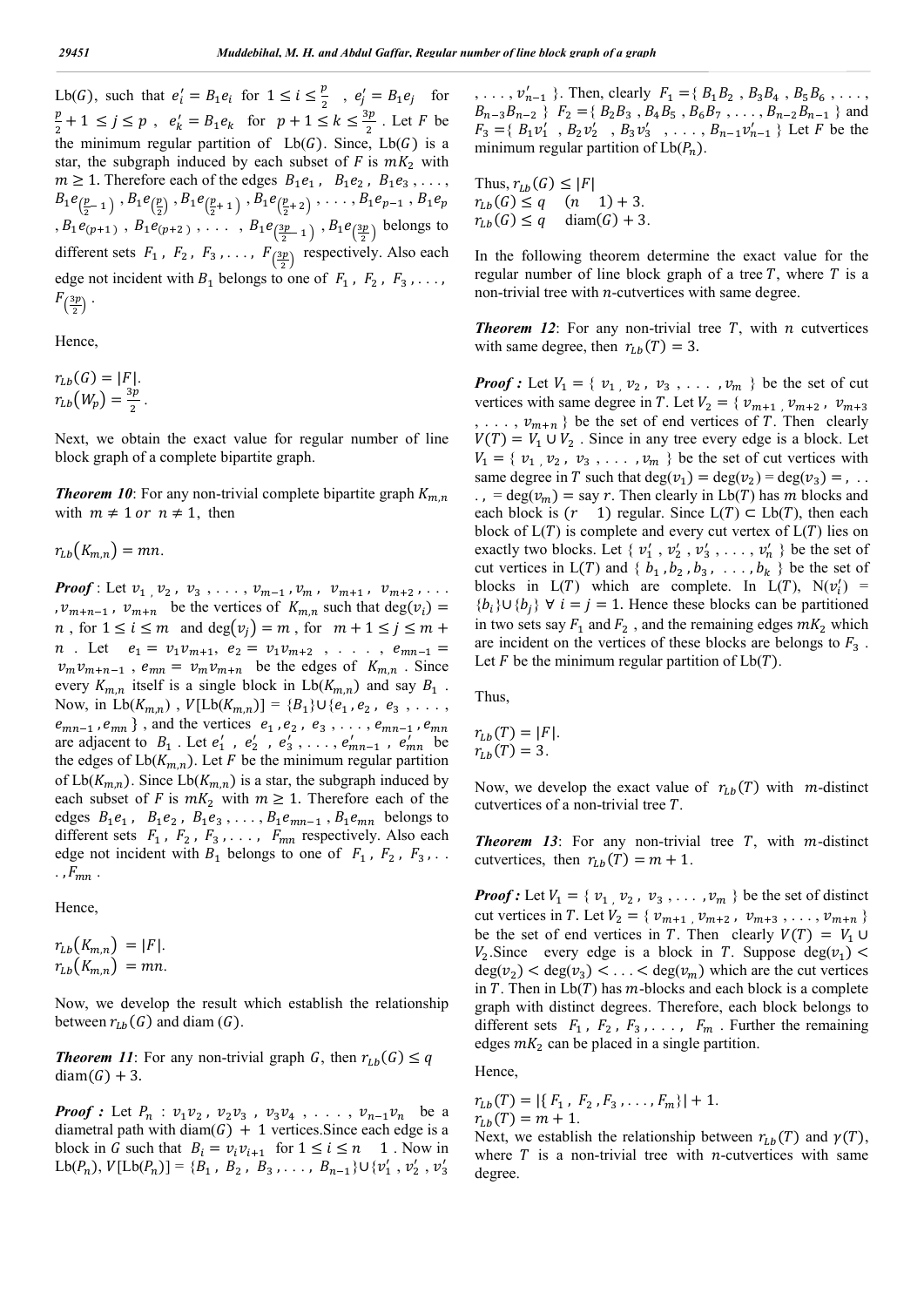$\text{Lb}(G)$, such that $e_i' = B_1 e_i$ for $1 \leq i \leq \frac{p}{2}$, $e_j' = B_1 e_j$ for $\frac{p}{2}+1 \leq j \leq p$, $e_k' = B_1 e_k$ for $p+1 \leq k \leq \frac{3p}{2}$. Let $F$ be the minimum regular partition of $\text{Lb}(G)$. Since, $\text{Lb}(G)$ is a star, the subgraph induced by each subset of $F$ is $mK_2$ with $m \geq 1$. Therefore each of the edges $B_1e_1$, $B_1e_2$, $B_1e_3$, . . . , $B_1e_{\left(\frac{p}{2}-1\right)}$, $B_1e_{\left(\frac{p}{2}\right)}$, $B_1e_{\left(\frac{p}{2}+1\right)}$, $B_1e_{\left(\frac{p}{2}+2\right)}$, . . . , $B_1e_{p-1}$, $B_1e_p$, $B_1e_{(p+1)}$, $B_1e_{(p+2)}$, . . . , $B_1e_{\left(\frac{3p}{2}-1\right)}$, $B_1e_{\left(\frac{3p}{2}\right)}$ belongs to different sets $F_1$, $F_2$, $F_3$, . . . , $F_{\left(\frac{3p}{2}\right)}$ respectively. Also each edge not incident with $B_1$ belongs to one of $F_1$, $F_2$, $F_3$, . . . , $F_{\left(\frac{3p}{2}\right)}$.

Hence,

$r_{Lb}(G) = |F|$.
$r_{Lb}(W_p) = \frac{3p}{2}$.

Next, we obtain the exact value for regular number of line block graph of a complete bipartite graph.

***Theorem 10***: For any non-trivial complete bipartite graph $K_{m,n}$ with $m \neq 1$ *or* $n \neq 1$, then

$r_{Lb}(K_{m,n}) = mn$.

***Proof*** : Let $v_1, v_2, v_3, \ldots, v_{m-1}, v_m, v_{m+1}, v_{m+2}, \ldots, v_{m+n-1}, v_{m+n}$ be the vertices of $K_{m,n}$ such that $\deg(v_i) = n$, for $1 \leq i \leq m$ and $\deg(v_j) = m$, for $m+1 \leq j \leq m+n$. Let $e_1 = v_1v_{m+1}$, $e_2 = v_1v_{m+2}$, . . . , $e_{mn-1} = v_mv_{m+n-1}$, $e_{mn} = v_mv_{m+n}$ be the edges of $K_{m,n}$. Since every $K_{m,n}$ itself is a single block in $\text{Lb}(K_{m,n})$ and say $B_1$. Now, in $\text{Lb}(K_{m,n})$, $V[\text{Lb}(K_{m,n})] = \{B_1\} \cup \{e_1, e_2, e_3, \ldots, e_{mn-1}, e_{mn}\}$, and the vertices $e_1, e_2, e_3, \ldots, e_{mn-1}, e_{mn}$ are adjacent to $B_1$. Let $e_1', e_2', e_3', \ldots, e_{mn-1}', e_{mn}'$ be the edges of $\text{Lb}(K_{m,n})$. Let $F$ be the minimum regular partition of $\text{Lb}(K_{m,n})$. Since $\text{Lb}(K_{m,n})$ is a star, the subgraph induced by each subset of $F$ is $mK_2$ with $m \geq 1$. Therefore each of the edges $B_1e_1$, $B_1e_2$, $B_1e_3$, . . . , $B_1e_{mn-1}$, $B_1e_{mn}$ belongs to different sets $F_1$, $F_2$, $F_3$, . . . , $F_{mn}$ respectively. Also each edge not incident with $B_1$ belongs to one of $F_1$, $F_2$, $F_3$, . . . , $F_{mn}$.

Hence,

$r_{Lb}(K_{m,n}) = |F|$.
$r_{Lb}(K_{m,n}) = mn$.

Now, we develop the result which establish the relationship between $r_{Lb}(G)$ and diam $(G)$.

***Theorem 11***: For any non-trivial graph $G$, then $r_{Lb}(G) \leq q$ $\text{diam}(G) + 3$.

***Proof :*** Let $P_n : v_1v_2, v_2v_3, v_3v_4, \ldots, v_{n-1}v_n$ be a diametral path with $\text{diam}(G) + 1$ vertices.Since each edge is a block in $G$ such that $B_i = v_iv_{i+1}$ for $1 \leq i \leq n$ 1 . Now in $\text{Lb}(P_n)$, $V[\text{Lb}(P_n)] = \{B_1, B_2, B_3, \ldots, B_{n-1}\} \cup \{v_1', v_2', v_3', \ldots, v_{n-1}'\}$. Then, clearly $F_1 = \{B_1B_2, B_3B_4, B_5B_6, \ldots, B_{n-3}B_{n-2}\}$ $F_2 = \{B_2B_3, B_4B_5, B_6B_7, \ldots, B_{n-2}B_{n-1}\}$ and $F_3 = \{B_1v_1', B_2v_2', B_3v_3', \ldots, B_{n-1}v_{n-1}'\}$ Let $F$ be the minimum regular partition of $\text{Lb}(P_n)$.

Thus, $r_{Lb}(G) \leq |F|$
$r_{Lb}(G) \leq q$ $(n$ $1) + 3$.
$r_{Lb}(G) \leq q$ $\text{diam}(G) + 3$.

In the following theorem determine the exact value for the regular number of line block graph of a tree $T$, where $T$ is a non-trivial tree with $n$-cutvertices with same degree.

***Theorem 12***: For any non-trivial tree $T$, with $n$ cutvertices with same degree, then $r_{Lb}(T) = 3$.

***Proof :*** Let $V_1 = \{v_1, v_2, v_3, \ldots, v_m\}$ be the set of cut vertices with same degree in $T$. Let $V_2 = \{v_{m+1}, v_{m+2}, v_{m+3}, \ldots, v_{m+n}\}$ be the set of end vertices of $T$. Then clearly $V(T) = V_1 \cup V_2$. Since in any tree every edge is a block. Let $V_1 = \{v_1, v_2, v_3, \ldots, v_m\}$ be the set of cut vertices with same degree in $T$ such that $\deg(v_1) = \deg(v_2) = \deg(v_3) = , \ldots, = \deg(v_m) =$ say $r$. Then clearly in $\text{Lb}(T)$ has $m$ blocks and each block is $(r$ $1)$ regular. Since $\text{L}(T) \subset \text{Lb}(T)$, then each block of $\text{L}(T)$ is complete and every cut vertex of $\text{L}(T)$ lies on exactly two blocks. Let $\{v_1', v_2', v_3', \ldots, v_n'\}$ be the set of cut vertices in $\text{L}(T)$ and $\{b_1, b_2, b_3, \ldots, b_k\}$ be the set of blocks in $\text{L}(T)$ which are complete. In $\text{L}(T)$, $\text{N}(v_i') = \{b_i\} \cup \{b_j\}$ $\forall$ $i = j = 1$. Hence these blocks can be partitioned in two sets say $F_1$ and $F_2$, and the remaining edges $mK_2$ which are incident on the vertices of these blocks are belongs to $F_3$. Let $F$ be the minimum regular partition of $\text{Lb}(T)$.

Thus,

$r_{Lb}(T) = |F|$.
$r_{Lb}(T) = 3$.

Now, we develop the exact value of $r_{Lb}(T)$ with $m$-distinct cutvertices of a non-trivial tree $T$.

***Theorem 13***: For any non-trivial tree $T$, with $m$-distinct cutvertices, then $r_{Lb}(T) = m + 1$.

***Proof :*** Let $V_1 = \{v_1, v_2, v_3, \ldots, v_m\}$ be the set of distinct cut vertices in $T$. Let $V_2 = \{v_{m+1}, v_{m+2}, v_{m+3}, \ldots, v_{m+n}\}$ be the set of end vertices in $T$. Then clearly $V(T) = V_1 \cup V_2$.Since every edge is a block in $T$. Suppose $\deg(v_1) < \deg(v_2) < \deg(v_3) < \ldots < \deg(v_m)$ which are the cut vertices in $T$. Then in $\text{Lb}(T)$ has $m$-blocks and each block is a complete graph with distinct degrees. Therefore, each block belongs to different sets $F_1$, $F_2$, $F_3$, . . . , $F_m$. Further the remaining edges $mK_2$ can be placed in a single partition.

Hence,

$r_{Lb}(T) = |\{F_1, F_2, F_3, \ldots, F_m\}| + 1$.
$r_{Lb}(T) = m + 1$.

Next, we establish the relationship between $r_{Lb}(T)$ and $\gamma(T)$, where $T$ is a non-trivial tree with $n$-cutvertices with same degree.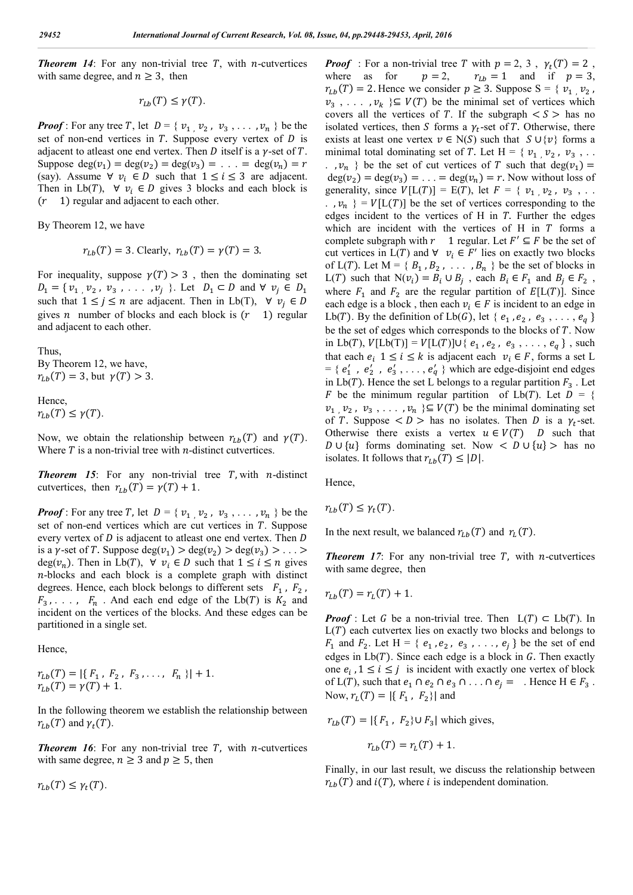***Theorem 14***: For any non-trivial tree $T$, with $n$-cutvertices with same degree, and $n \geq 3$, then

$$r_{Lb}(T) \leq \gamma(T).$$

***Proof*** : For any tree $T$, let $D = \{ v_1, v_2, v_3, \ldots, v_n \}$ be the set of non-end vertices in $T$. Suppose every vertex of $D$ is adjacent to atleast one end vertex. Then $D$ itself is a $\gamma$-set of $T$. Suppose $\deg(v_1) = \deg(v_2) = \deg(v_3) = \ldots = \deg(v_n) = r$ (say). Assume $\forall\ v_i \in D$ such that $1 \leq i \leq 3$ are adjacent. Then in $\mathrm{Lb}(T)$, $\forall\ v_i \in D$ gives 3 blocks and each block is $(r - 1)$ regular and adjacent to each other.

By Theorem 12, we have

$$r_{Lb}(T) = 3. \text{ Clearly, } r_{Lb}(T) = \gamma(T) = 3.$$

For inequality, suppose $\gamma(T) > 3$ , then the dominating set $D_1 = \{ v_1, v_2, v_3, \ldots, v_j \}$. Let $D_1 \subset D$ and $\forall\ v_j \in D_1$ such that $1 \leq j \leq n$ are adjacent. Then in Lb(T), $\forall\ v_j \in D$ gives $n$ number of blocks and each block is $(r - 1)$ regular and adjacent to each other.

Thus,
By Theorem 12, we have,
$r_{Lb}(T) = 3$, but $\gamma(T) > 3$.

Hence,
$r_{Lb}(T) \leq \gamma(T)$.

Now, we obtain the relationship between $r_{Lb}(T)$ and $\gamma(T)$. Where $T$ is a non-trivial tree with $n$-distinct cutvertices.

***Theorem 15***: For any non-trivial tree $T$, with $n$-distinct cutvertices, then $r_{Lb}(T) = \gamma(T) + 1$.

***Proof*** : For any tree $T$, let $D = \{ v_1, v_2, v_3, \ldots, v_n \}$ be the set of non-end vertices which are cut vertices in $T$. Suppose every vertex of $D$ is adjacent to atleast one end vertex. Then $D$ is a $\gamma$-set of $T$. Suppose $\deg(v_1) > \deg(v_2) > \deg(v_3) > \ldots > \deg(v_n)$. Then in $\mathrm{Lb}(T)$, $\forall\ v_i \in D$ such that $1 \leq i \leq n$ gives $n$-blocks and each block is a complete graph with distinct degrees. Hence, each block belongs to different sets $F_1$, $F_2$, $F_3, \ldots,$ $F_n$ . And each end edge of the $\mathrm{Lb}(T)$ is $K_2$ and incident on the vertices of the blocks. And these edges can be partitioned in a single set.

Hence,

$r_{Lb}(T) = |\{ F_1, F_2, F_3, \ldots, F_n \}| + 1.$
$r_{Lb}(T) = \gamma(T) + 1.$

In the following theorem we establish the relationship between $r_{Lb}(T)$ and $\gamma_t(T)$.

***Theorem 16***: For any non-trivial tree $T$, with $n$-cutvertices with same degree, $n \geq 3$ and $p \geq 5$, then

$r_{Lb}(T) \leq \gamma_t(T)$.

***Proof*** : For a non-trivial tree $T$ with $p = 2, 3$ , $\gamma_t(T) = 2$ , where as for $p = 2$, $r_{Lb} = 1$ and if $p = 3$, $r_{Lb}(T) = 2$. Hence we consider $p \geq 3$. Suppose S = $\{ v_1, v_2, v_3, \ldots, v_k \} \subseteq V(T)$ be the minimal set of vertices which covers all the vertices of $T$. If the subgraph $< S >$ has no isolated vertices, then $S$ forms a $\gamma_t$-set of $T$. Otherwise, there exists at least one vertex $v \in \mathrm{N}(S)$ such that $S \cup \{v\}$ forms a minimal total dominating set of $T$. Let H = $\{ v_1, v_2, v_3, \ldots, v_n \}$ be the set of cut vertices of $T$ such that $\deg(v_1) = \deg(v_2) = \deg(v_3) = \ldots = \deg(v_n) = r$. Now without loss of generality, since $V[\mathrm{L}(T)] = \mathrm{E}(T)$, let $F = \{ v_1, v_2, v_3, \ldots, v_n \} = V[\mathrm{L}(T)]$ be the set of vertices corresponding to the edges incident to the vertices of H in $T$. Further the edges which are incident with the vertices of H in $T$ forms a complete subgraph with $r - 1$ regular. Let $F' \subseteq F$ be the set of cut vertices in $\mathrm{L}(T)$ and $\forall\ v_i \in F'$ lies on exactly two blocks of $\mathrm{L}(T)$. Let M = $\{ B_1, B_2, \ldots, B_n \}$ be the set of blocks in $\mathrm{L}(T)$ such that $\mathrm{N}(v_i) = B_i \cup B_j$ , each $B_i \in F_1$ and $B_j \in F_2$ , where $F_1$ and $F_2$ are the regular partition of $E[\mathrm{L}(T)]$. Since each edge is a block , then each $v_i \in F$ is incident to an edge in $\mathrm{Lb}(T)$. By the definition of $\mathrm{Lb}(G)$, let $\{ e_1, e_2, e_3, \ldots, e_q \}$ be the set of edges which corresponds to the blocks of $T$. Now in $\mathrm{Lb}(T)$, $V[\mathrm{Lb}(T)] = V[\mathrm{L}(T)] \cup \{ e_1, e_2, e_3, \ldots, e_q \}$ , such that each $e_i$ $1 \leq i \leq k$ is adjacent each $v_i \in F$, forms a set L = $\{ e_1', e_2', e_3', \ldots, e_q' \}$ which are edge-disjoint end edges in $\mathrm{Lb}(T)$. Hence the set L belongs to a regular partition $F_3$ . Let $F$ be the minimum regular partition of $\mathrm{Lb}(T)$. Let $D = \{ v_1, v_2, v_3, \ldots, v_n \} \subseteq V(T)$ be the minimal dominating set of $T$. Suppose $< D >$ has no isolates. Then $D$ is a $\gamma_t$-set. Otherwise there exists a vertex $u \in V(T) - D$ such that $D \cup \{u\}$ forms dominating set. Now $< D \cup \{u\} >$ has no isolates. It follows that $r_{Lb}(T) \leq |D|$.

Hence,

$r_{Lb}(T) \leq \gamma_t(T)$.

In the next result, we balanced $r_{Lb}(T)$ and $r_L(T)$.

***Theorem 17***: For any non-trivial tree $T$, with $n$-cutvertices with same degree, then

$r_{Lb}(T) = r_L(T) + 1$.

***Proof*** : Let $G$ be a non-trivial tree. Then $\mathrm{L}(T) \subset \mathrm{Lb}(T)$. In $\mathrm{L}(T)$ each cutvertex lies on exactly two blocks and belongs to $F_1$ and $F_2$. Let H = $\{ e_1, e_2, e_3, \ldots, e_j \}$ be the set of end edges in $\mathrm{Lb}(T)$. Since each edge is a block in $G$. Then exactly one $e_i$, $1 \leq i \leq j$ is incident with exactly one vertex of block of $\mathrm{L}(T)$, such that $e_1 \cap e_2 \cap e_3 \cap \ldots \cap e_j = \emptyset$ . Hence H $\in F_3$ . Now, $r_L(T) = |\{ F_1, F_2\}|$ and

$r_{Lb}(T) = |\{ F_1, F_2\} \cup F_3|$ which gives,

$$r_{Lb}(T) = r_L(T) + 1.$$

Finally, in our last result, we discuss the relationship between $r_{Lb}(T)$ and $i(T)$, where $i$ is independent domination.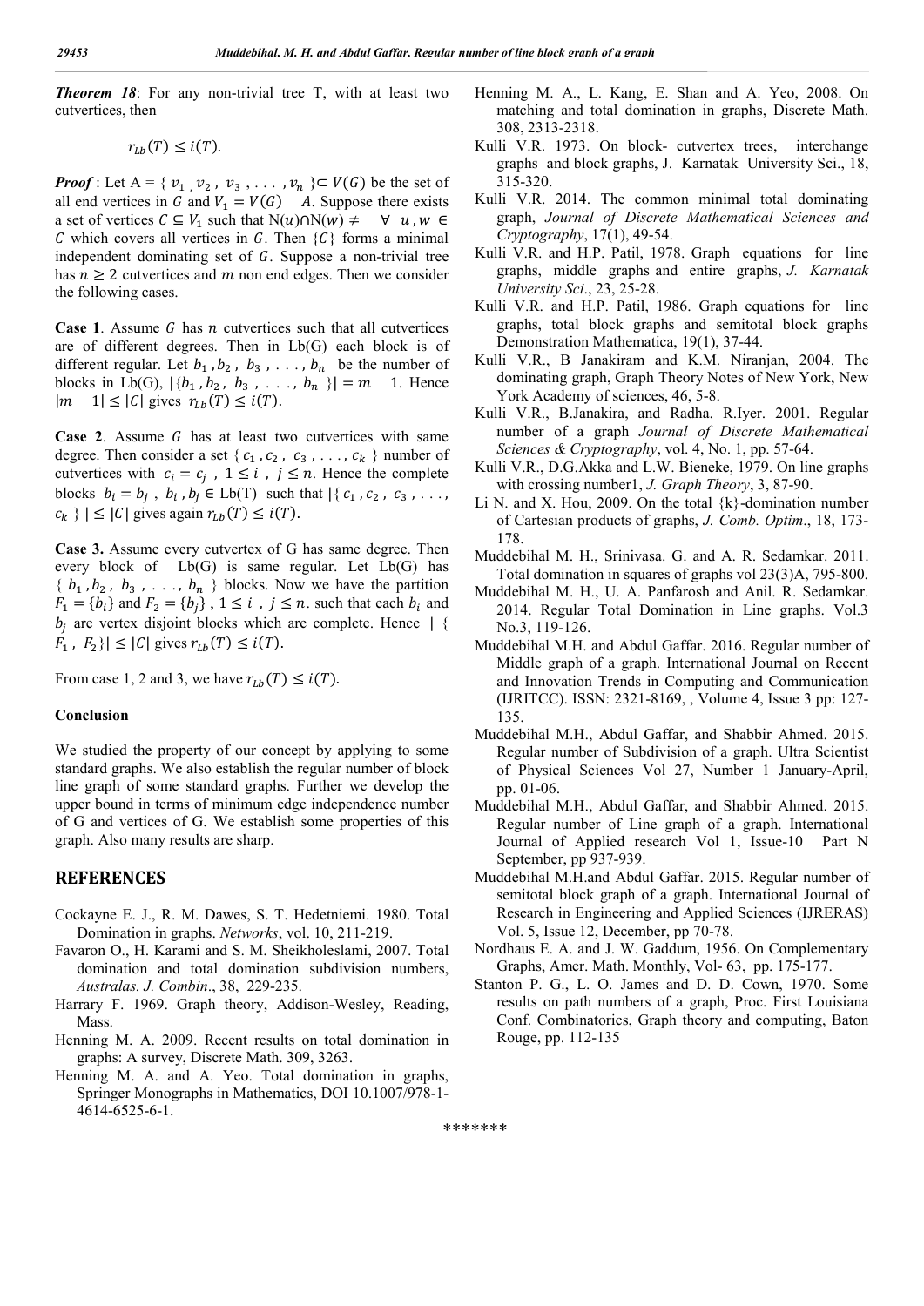***Theorem 18***: For any non-trivial tree T, with at least two cutvertices, then

$$r_{Lb}(T) \leq i(T).$$

***Proof*** : Let A = { $v_1, v_2, v_3, \ldots, v_n$ }$\subset V(G)$ be the set of all end vertices in $G$ and $V_1 = V(G) \quad A$. Suppose there exists a set of vertices $C \subseteq V_1$ such that $N(u) \cap N(w) \neq \quad \forall \; u, w \in C$ which covers all vertices in $G$. Then $\{C\}$ forms a minimal independent dominating set of $G$. Suppose a non-trivial tree has $n \geq 2$ cutvertices and $m$ non end edges. Then we consider the following cases.

**Case 1**. Assume $G$ has $n$ cutvertices such that all cutvertices are of different degrees. Then in Lb(G) each block is of different regular. Let $b_1, b_2, b_3, \ldots, b_n$ be the number of blocks in Lb(G), $|\{b_1, b_2, b_3, \ldots, b_n\}| = m \quad 1$. Hence $|m \quad 1| \leq |C|$ gives $r_{Lb}(T) \leq i(T)$.

**Case 2**. Assume $G$ has at least two cutvertices with same degree. Then consider a set $\{c_1, c_2, c_3, \ldots, c_k\}$ number of cutvertices with $c_i = c_j$, $1 \leq i, j \leq n$. Hence the complete blocks $b_i = b_j$, $b_i, b_j \in$ Lb(T) such that $|\{c_1, c_2, c_3, \ldots, c_k\}| \leq |C|$ gives again $r_{Lb}(T) \leq i(T)$.

**Case 3.** Assume every cutvertex of G has same degree. Then every block of Lb(G) is same regular. Let Lb(G) has $\{b_1, b_2, b_3, \ldots, b_n\}$ blocks. Now we have the partition $F_1 = \{b_i\}$ and $F_2 = \{b_j\}$, $1 \leq i, j \leq n$. such that each $b_i$ and $b_j$ are vertex disjoint blocks which are complete. Hence $|\{F_1, F_2\}| \leq |C|$ gives $r_{Lb}(T) \leq i(T)$.

From case 1, 2 and 3, we have $r_{Lb}(T) \leq i(T)$.

**Conclusion**

We studied the property of our concept by applying to some standard graphs. We also establish the regular number of block line graph of some standard graphs. Further we develop the upper bound in terms of minimum edge independence number of G and vertices of G. We establish some properties of this graph. Also many results are sharp.

## REFERENCES

Cockayne E. J., R. M. Dawes, S. T. Hedetniemi. 1980. Total Domination in graphs. *Networks*, vol. 10, 211-219.

Favaron O., H. Karami and S. M. Sheikholeslami, 2007. Total domination and total domination subdivision numbers, *Australas. J. Combin*., 38, 229-235.

Harrary F. 1969. Graph theory, Addison-Wesley, Reading, Mass.

Henning M. A. 2009. Recent results on total domination in graphs: A survey, Discrete Math. 309, 3263.

Henning M. A. and A. Yeo. Total domination in graphs, Springer Monographs in Mathematics, DOI 10.1007/978-1-4614-6525-6-1.

Henning M. A., L. Kang, E. Shan and A. Yeo, 2008. On matching and total domination in graphs, Discrete Math. 308, 2313-2318.

Kulli V.R. 1973. On block- cutvertex trees, interchange graphs and block graphs, J. Karnatak University Sci., 18, 315-320.

Kulli V.R. 2014. The common minimal total dominating graph, *Journal of Discrete Mathematical Sciences and Cryptography*, 17(1), 49-54.

Kulli V.R. and H.P. Patil, 1978. Graph equations for line graphs, middle graphs and entire graphs, *J. Karnatak University Sci*., 23, 25-28.

Kulli V.R. and H.P. Patil, 1986. Graph equations for line graphs, total block graphs and semitotal block graphs Demonstration Mathematica, 19(1), 37-44.

Kulli V.R., B Janakiram and K.M. Niranjan, 2004. The dominating graph, Graph Theory Notes of New York, New York Academy of sciences, 46, 5-8.

Kulli V.R., B.Janakira, and Radha. R.Iyer. 2001. Regular number of a graph *Journal of Discrete Mathematical Sciences & Cryptography*, vol. 4, No. 1, pp. 57-64.

Kulli V.R., D.G.Akka and L.W. Bieneke, 1979. On line graphs with crossing number1, *J. Graph Theory*, 3, 87-90.

Li N. and X. Hou, 2009. On the total {k}-domination number of Cartesian products of graphs, *J. Comb. Optim*., 18, 173-178.

Muddebihal M. H., Srinivasa. G. and A. R. Sedamkar. 2011. Total domination in squares of graphs vol 23(3)A, 795-800.

Muddebihal M. H., U. A. Panfarosh and Anil. R. Sedamkar. 2014. Regular Total Domination in Line graphs. Vol.3 No.3, 119-126.

Muddebihal M.H. and Abdul Gaffar. 2016. Regular number of Middle graph of a graph. International Journal on Recent and Innovation Trends in Computing and Communication (IJRITCC). ISSN: 2321-8169, , Volume 4, Issue 3 pp: 127-135.

Muddebihal M.H., Abdul Gaffar, and Shabbir Ahmed. 2015. Regular number of Subdivision of a graph. Ultra Scientist of Physical Sciences Vol 27, Number 1 January-April, pp. 01-06.

Muddebihal M.H., Abdul Gaffar, and Shabbir Ahmed. 2015. Regular number of Line graph of a graph. International Journal of Applied research Vol 1, Issue-10 Part N September, pp 937-939.

Muddebihal M.H.and Abdul Gaffar. 2015. Regular number of semitotal block graph of a graph. International Journal of Research in Engineering and Applied Sciences (IJRERAS) Vol. 5, Issue 12, December, pp 70-78.

Nordhaus E. A. and J. W. Gaddum, 1956. On Complementary Graphs, Amer. Math. Monthly, Vol- 63, pp. 175-177.

Stanton P. G., L. O. James and D. D. Cown, 1970. Some results on path numbers of a graph, Proc. First Louisiana Conf. Combinatorics, Graph theory and computing, Baton Rouge, pp. 112-135

*******